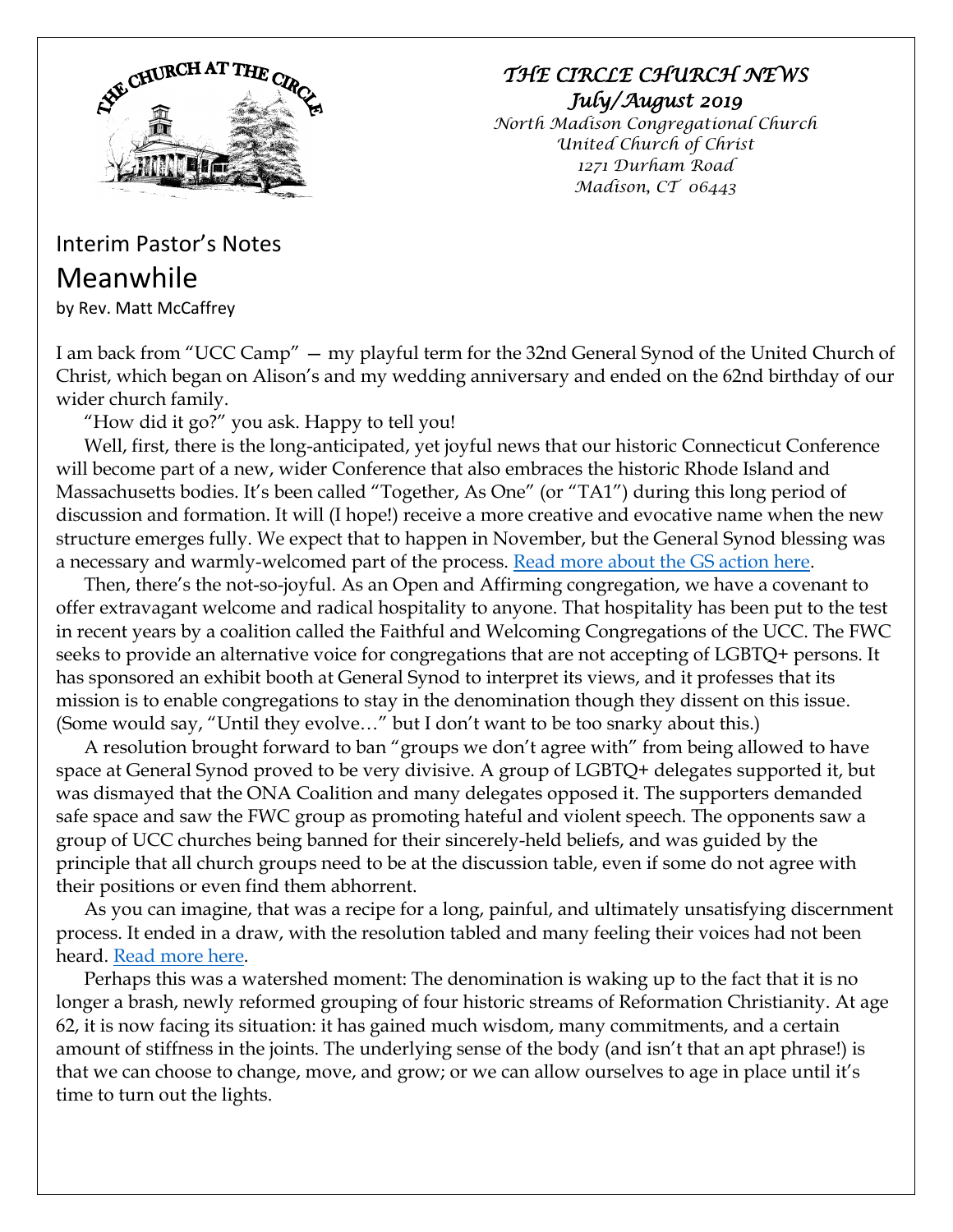*THE CIRCLE CHURCH NEWS*
*July/August 2019*
*North Madison Congregational Church*
*United Church of Christ*
*1271 Durham Road*
*Madison, CT 06443*

## Interim Pastor's Notes

# Meanwhile

by Rev. Matt McCaffrey

I am back from "UCC Camp" — my playful term for the 32nd General Synod of the United Church of Christ, which began on Alison's and my wedding anniversary and ended on the 62nd birthday of our wider church family.

"How did it go?" you ask. Happy to tell you!

Well, first, there is the long-anticipated, yet joyful news that our historic Connecticut Conference will become part of a new, wider Conference that also embraces the historic Rhode Island and Massachusetts bodies. It's been called "Together, As One" (or "TA1") during this long period of discussion and formation. It will (I hope!) receive a more creative and evocative name when the new structure emerges fully. We expect that to happen in November, but the General Synod blessing was a necessary and warmly-welcomed part of the process. Read more about the GS action here.

Then, there's the not-so-joyful. As an Open and Affirming congregation, we have a covenant to offer extravagant welcome and radical hospitality to anyone. That hospitality has been put to the test in recent years by a coalition called the Faithful and Welcoming Congregations of the UCC. The FWC seeks to provide an alternative voice for congregations that are not accepting of LGBTQ+ persons. It has sponsored an exhibit booth at General Synod to interpret its views, and it professes that its mission is to enable congregations to stay in the denomination though they dissent on this issue. (Some would say, "Until they evolve…" but I don't want to be too snarky about this.)

A resolution brought forward to ban "groups we don't agree with" from being allowed to have space at General Synod proved to be very divisive. A group of LGBTQ+ delegates supported it, but was dismayed that the ONA Coalition and many delegates opposed it. The supporters demanded safe space and saw the FWC group as promoting hateful and violent speech. The opponents saw a group of UCC churches being banned for their sincerely-held beliefs, and was guided by the principle that all church groups need to be at the discussion table, even if some do not agree with their positions or even find them abhorrent.

As you can imagine, that was a recipe for a long, painful, and ultimately unsatisfying discernment process. It ended in a draw, with the resolution tabled and many feeling their voices had not been heard. Read more here.

Perhaps this was a watershed moment: The denomination is waking up to the fact that it is no longer a brash, newly reformed grouping of four historic streams of Reformation Christianity. At age 62, it is now facing its situation: it has gained much wisdom, many commitments, and a certain amount of stiffness in the joints. The underlying sense of the body (and isn't that an apt phrase!) is that we can choose to change, move, and grow; or we can allow ourselves to age in place until it's time to turn out the lights.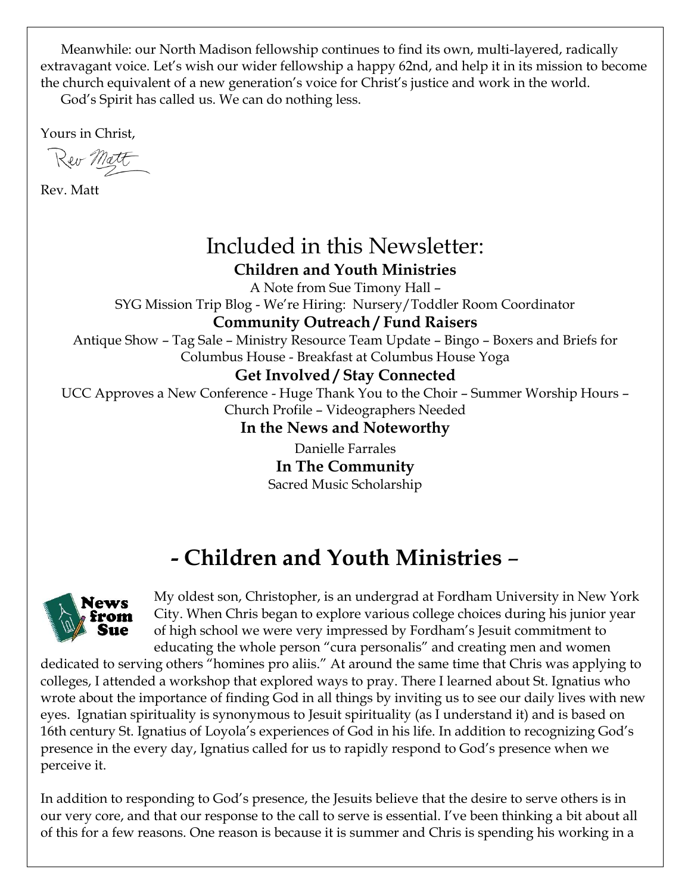Meanwhile: our North Madison fellowship continues to find its own, multi-layered, radically extravagant voice. Let's wish our wider fellowship a happy 62nd, and help it in its mission to become the church equivalent of a new generation's voice for Christ's justice and work in the world.

God's Spirit has called us. We can do nothing less.

Yours in Christ,

Rev Matt

Rev. Matt

# Included in this Newsletter:

**Children and Youth Ministries**

A Note from Sue Timony Hall –
SYG Mission Trip Blog - We're Hiring: Nursery/Toddler Room Coordinator

**Community Outreach / Fund Raisers**

Antique Show – Tag Sale – Ministry Resource Team Update – Bingo – Boxers and Briefs for Columbus House - Breakfast at Columbus House Yoga

**Get Involved / Stay Connected**

UCC Approves a New Conference - Huge Thank You to the Choir – Summer Worship Hours – Church Profile – Videographers Needed

**In the News and Noteworthy**

Danielle Farrales

**In The Community**

Sacred Music Scholarship

# - Children and Youth Ministries –

News from Sue

My oldest son, Christopher, is an undergrad at Fordham University in New York City. When Chris began to explore various college choices during his junior year of high school we were very impressed by Fordham's Jesuit commitment to educating the whole person "cura personalis" and creating men and women dedicated to serving others "homines pro aliis." At around the same time that Chris was applying to colleges, I attended a workshop that explored ways to pray. There I learned about St. Ignatius who wrote about the importance of finding God in all things by inviting us to see our daily lives with new eyes. Ignatian spirituality is synonymous to Jesuit spirituality (as I understand it) and is based on 16th century St. Ignatius of Loyola's experiences of God in his life. In addition to recognizing God's presence in the every day, Ignatius called for us to rapidly respond to God's presence when we perceive it.

In addition to responding to God's presence, the Jesuits believe that the desire to serve others is in our very core, and that our response to the call to serve is essential. I've been thinking a bit about all of this for a few reasons. One reason is because it is summer and Chris is spending his working in a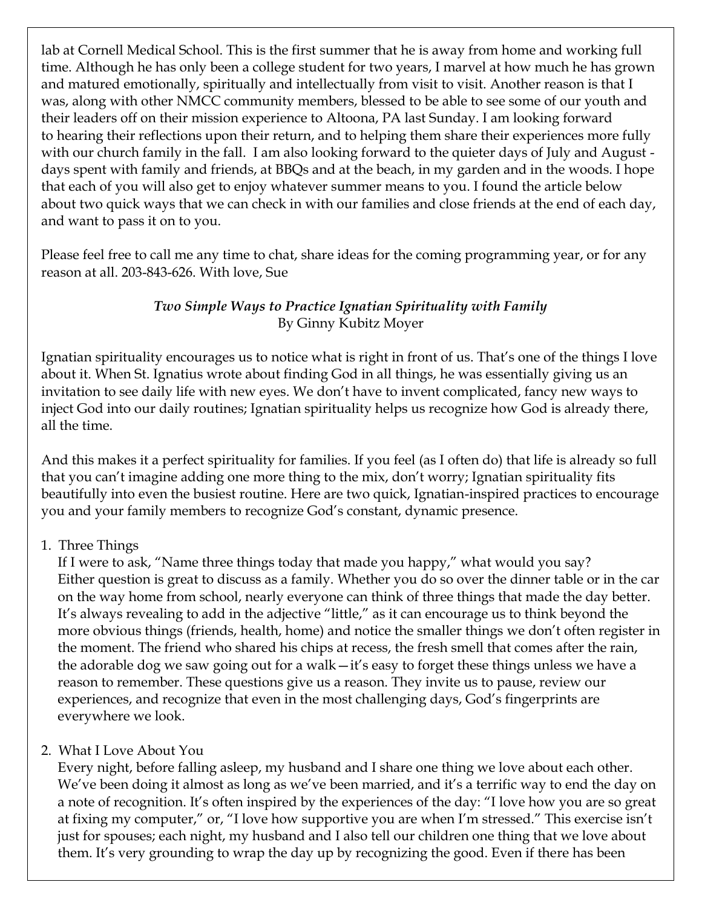lab at Cornell Medical School. This is the first summer that he is away from home and working full time. Although he has only been a college student for two years, I marvel at how much he has grown and matured emotionally, spiritually and intellectually from visit to visit. Another reason is that I was, along with other NMCC community members, blessed to be able to see some of our youth and their leaders off on their mission experience to Altoona, PA last Sunday. I am looking forward to hearing their reflections upon their return, and to helping them share their experiences more fully with our church family in the fall. I am also looking forward to the quieter days of July and August - days spent with family and friends, at BBQs and at the beach, in my garden and in the woods. I hope that each of you will also get to enjoy whatever summer means to you. I found the article below about two quick ways that we can check in with our families and close friends at the end of each day, and want to pass it on to you.

Please feel free to call me any time to chat, share ideas for the coming programming year, or for any reason at all. 203-843-626. With love, Sue

***Two Simple Ways to Practice Ignatian Spirituality with Family***
By Ginny Kubitz Moyer

Ignatian spirituality encourages us to notice what is right in front of us. That's one of the things I love about it. When St. Ignatius wrote about finding God in all things, he was essentially giving us an invitation to see daily life with new eyes. We don't have to invent complicated, fancy new ways to inject God into our daily routines; Ignatian spirituality helps us recognize how God is already there, all the time.

And this makes it a perfect spirituality for families. If you feel (as I often do) that life is already so full that you can't imagine adding one more thing to the mix, don't worry; Ignatian spirituality fits beautifully into even the busiest routine. Here are two quick, Ignatian-inspired practices to encourage you and your family members to recognize God's constant, dynamic presence.

1. Three Things
   If I were to ask, "Name three things today that made you happy," what would you say? Either question is great to discuss as a family. Whether you do so over the dinner table or in the car on the way home from school, nearly everyone can think of three things that made the day better. It's always revealing to add in the adjective "little," as it can encourage us to think beyond the more obvious things (friends, health, home) and notice the smaller things we don't often register in the moment. The friend who shared his chips at recess, the fresh smell that comes after the rain, the adorable dog we saw going out for a walk—it's easy to forget these things unless we have a reason to remember. These questions give us a reason. They invite us to pause, review our experiences, and recognize that even in the most challenging days, God's fingerprints are everywhere we look.

2. What I Love About You
   Every night, before falling asleep, my husband and I share one thing we love about each other. We've been doing it almost as long as we've been married, and it's a terrific way to end the day on a note of recognition. It's often inspired by the experiences of the day: "I love how you are so great at fixing my computer," or, "I love how supportive you are when I'm stressed." This exercise isn't just for spouses; each night, my husband and I also tell our children one thing that we love about them. It's very grounding to wrap the day up by recognizing the good. Even if there has been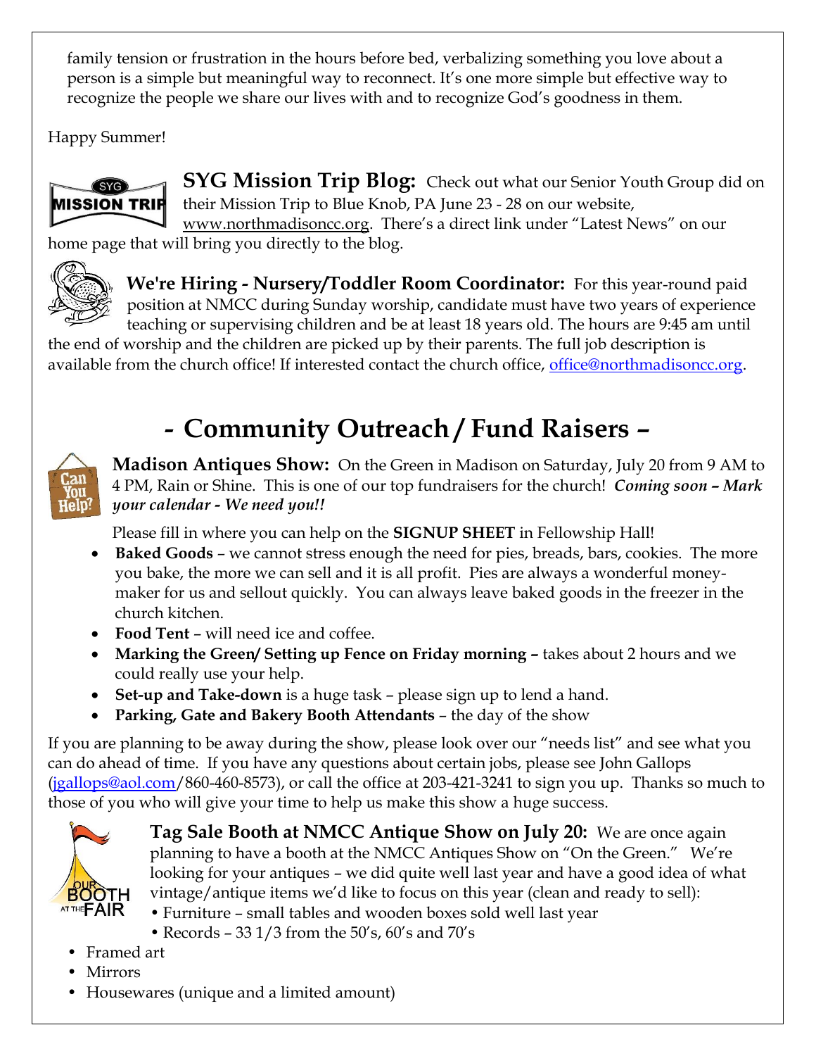family tension or frustration in the hours before bed, verbalizing something you love about a person is a simple but meaningful way to reconnect. It's one more simple but effective way to recognize the people we share our lives with and to recognize God's goodness in them.

Happy Summer!

**SYG Mission Trip Blog:** Check out what our Senior Youth Group did on their Mission Trip to Blue Knob, PA June 23 - 28 on our website, www.northmadisoncc.org. There's a direct link under "Latest News" on our home page that will bring you directly to the blog.

**We're Hiring - Nursery/Toddler Room Coordinator:** For this year-round paid position at NMCC during Sunday worship, candidate must have two years of experience teaching or supervising children and be at least 18 years old. The hours are 9:45 am until the end of worship and the children are picked up by their parents. The full job description is available from the church office! If interested contact the church office, office@northmadisoncc.org.

# - Community Outreach / Fund Raisers –

**Madison Antiques Show:** On the Green in Madison on Saturday, July 20 from 9 AM to 4 PM, Rain or Shine. This is one of our top fundraisers for the church! ***Coming soon – Mark your calendar - We need you!!***

Please fill in where you can help on the **SIGNUP SHEET** in Fellowship Hall!

- **Baked Goods** – we cannot stress enough the need for pies, breads, bars, cookies. The more you bake, the more we can sell and it is all profit. Pies are always a wonderful money-maker for us and sellout quickly. You can always leave baked goods in the freezer in the church kitchen.
- **Food Tent** – will need ice and coffee.
- **Marking the Green/ Setting up Fence on Friday morning –** takes about 2 hours and we could really use your help.
- **Set-up and Take-down** is a huge task – please sign up to lend a hand.
- **Parking, Gate and Bakery Booth Attendants** – the day of the show

If you are planning to be away during the show, please look over our "needs list" and see what you can do ahead of time. If you have any questions about certain jobs, please see John Gallops (jgallops@aol.com/860-460-8573), or call the office at 203-421-3241 to sign you up. Thanks so much to those of you who will give your time to help us make this show a huge success.

**Tag Sale Booth at NMCC Antique Show on July 20:** We are once again planning to have a booth at the NMCC Antiques Show on "On the Green." We're looking for your antiques – we did quite well last year and have a good idea of what vintage/antique items we'd like to focus on this year (clean and ready to sell):

- Furniture – small tables and wooden boxes sold well last year
- Records – 33 1/3 from the 50's, 60's and 70's
- Framed art
- Mirrors
- Housewares (unique and a limited amount)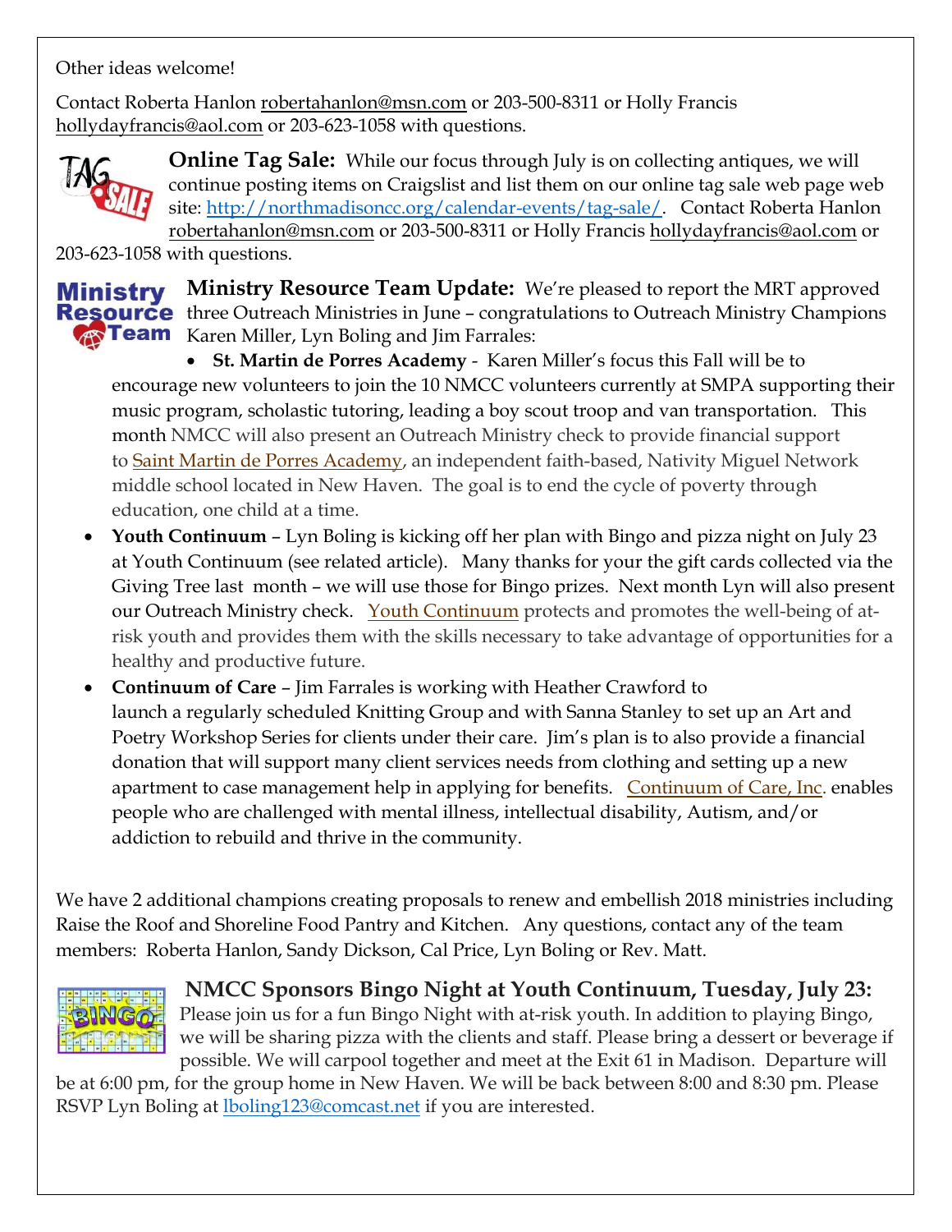Other ideas welcome!

Contact Roberta Hanlon robertahanlon@msn.com or 203-500-8311 or Holly Francis hollydayfrancis@aol.com or 203-623-1058 with questions.

**Online Tag Sale:** While our focus through July is on collecting antiques, we will continue posting items on Craigslist and list them on our online tag sale web page web site: http://northmadisoncc.org/calendar-events/tag-sale/. Contact Roberta Hanlon robertahanlon@msn.com or 203-500-8311 or Holly Francis hollydayfrancis@aol.com or 203-623-1058 with questions.

**Ministry Resource Team Update:** We're pleased to report the MRT approved three Outreach Ministries in June – congratulations to Outreach Ministry Champions Karen Miller, Lyn Boling and Jim Farrales:

- **St. Martin de Porres Academy** - Karen Miller's focus this Fall will be to encourage new volunteers to join the 10 NMCC volunteers currently at SMPA supporting their music program, scholastic tutoring, leading a boy scout troop and van transportation. This month NMCC will also present an Outreach Ministry check to provide financial support to Saint Martin de Porres Academy, an independent faith-based, Nativity Miguel Network middle school located in New Haven. The goal is to end the cycle of poverty through education, one child at a time.
- **Youth Continuum** – Lyn Boling is kicking off her plan with Bingo and pizza night on July 23 at Youth Continuum (see related article). Many thanks for your the gift cards collected via the Giving Tree last month – we will use those for Bingo prizes. Next month Lyn will also present our Outreach Ministry check. Youth Continuum protects and promotes the well-being of at-risk youth and provides them with the skills necessary to take advantage of opportunities for a healthy and productive future.
- **Continuum of Care** – Jim Farrales is working with Heather Crawford to launch a regularly scheduled Knitting Group and with Sanna Stanley to set up an Art and Poetry Workshop Series for clients under their care. Jim's plan is to also provide a financial donation that will support many client services needs from clothing and setting up a new apartment to case management help in applying for benefits. Continuum of Care, Inc. enables people who are challenged with mental illness, intellectual disability, Autism, and/or addiction to rebuild and thrive in the community.

We have 2 additional champions creating proposals to renew and embellish 2018 ministries including Raise the Roof and Shoreline Food Pantry and Kitchen. Any questions, contact any of the team members: Roberta Hanlon, Sandy Dickson, Cal Price, Lyn Boling or Rev. Matt.

**NMCC Sponsors Bingo Night at Youth Continuum, Tuesday, July 23:** Please join us for a fun Bingo Night with at-risk youth. In addition to playing Bingo, we will be sharing pizza with the clients and staff. Please bring a dessert or beverage if possible. We will carpool together and meet at the Exit 61 in Madison. Departure will be at 6:00 pm, for the group home in New Haven. We will be back between 8:00 and 8:30 pm. Please RSVP Lyn Boling at lboling123@comcast.net if you are interested.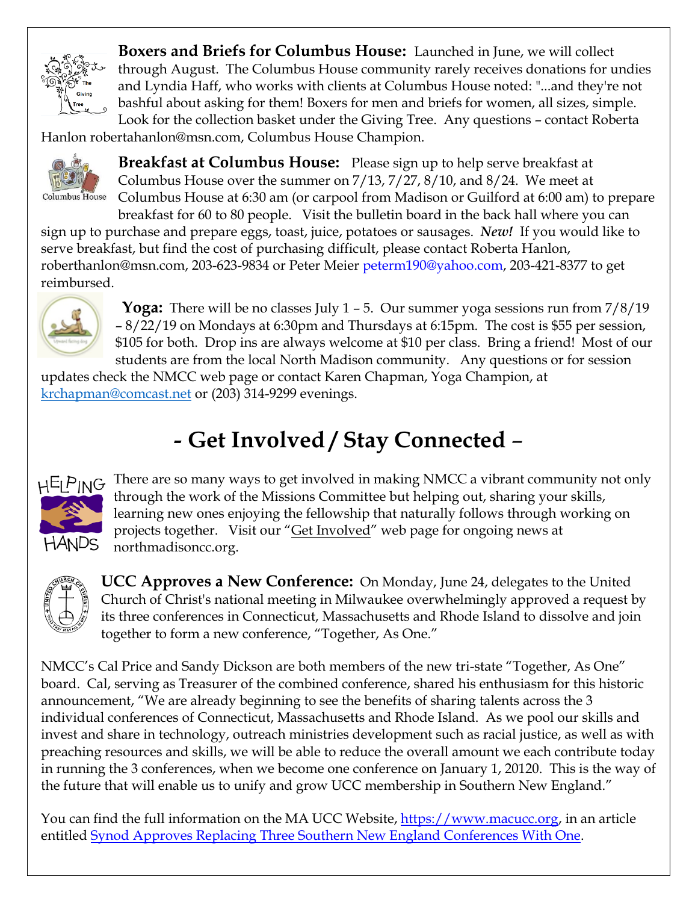**Boxers and Briefs for Columbus House:** Launched in June, we will collect through August. The Columbus House community rarely receives donations for undies and Lyndia Haff, who works with clients at Columbus House noted: "...and they're not bashful about asking for them! Boxers for men and briefs for women, all sizes, simple. Look for the collection basket under the Giving Tree. Any questions – contact Roberta Hanlon robertahanlon@msn.com, Columbus House Champion.

**Breakfast at Columbus House:** Please sign up to help serve breakfast at Columbus House over the summer on 7/13, 7/27, 8/10, and 8/24. We meet at Columbus House at 6:30 am (or carpool from Madison or Guilford at 6:00 am) to prepare breakfast for 60 to 80 people. Visit the bulletin board in the back hall where you can sign up to purchase and prepare eggs, toast, juice, potatoes or sausages. ***New!*** If you would like to serve breakfast, but find the cost of purchasing difficult, please contact Roberta Hanlon, roberthanlon@msn.com, 203-623-9834 or Peter Meier peterm190@yahoo.com, 203-421-8377 to get reimbursed.

**Yoga:** There will be no classes July 1 – 5. Our summer yoga sessions run from 7/8/19 – 8/22/19 on Mondays at 6:30pm and Thursdays at 6:15pm. The cost is $55 per session, $105 for both. Drop ins are always welcome at $10 per class. Bring a friend! Most of our students are from the local North Madison community. Any questions or for session updates check the NMCC web page or contact Karen Chapman, Yoga Champion, at krchapman@comcast.net or (203) 314-9299 evenings.

# - Get Involved / Stay Connected –

There are so many ways to get involved in making NMCC a vibrant community not only through the work of the Missions Committee but helping out, sharing your skills, learning new ones enjoying the fellowship that naturally follows through working on projects together. Visit our "Get Involved" web page for ongoing news at northmadisoncc.org.

**UCC Approves a New Conference:** On Monday, June 24, delegates to the United Church of Christ's national meeting in Milwaukee overwhelmingly approved a request by its three conferences in Connecticut, Massachusetts and Rhode Island to dissolve and join together to form a new conference, "Together, As One."

NMCC's Cal Price and Sandy Dickson are both members of the new tri-state "Together, As One" board. Cal, serving as Treasurer of the combined conference, shared his enthusiasm for this historic announcement, "We are already beginning to see the benefits of sharing talents across the 3 individual conferences of Connecticut, Massachusetts and Rhode Island. As we pool our skills and invest and share in technology, outreach ministries development such as racial justice, as well as with preaching resources and skills, we will be able to reduce the overall amount we each contribute today in running the 3 conferences, when we become one conference on January 1, 20120. This is the way of the future that will enable us to unify and grow UCC membership in Southern New England."

You can find the full information on the MA UCC Website, https://www.macucc.org, in an article entitled Synod Approves Replacing Three Southern New England Conferences With One.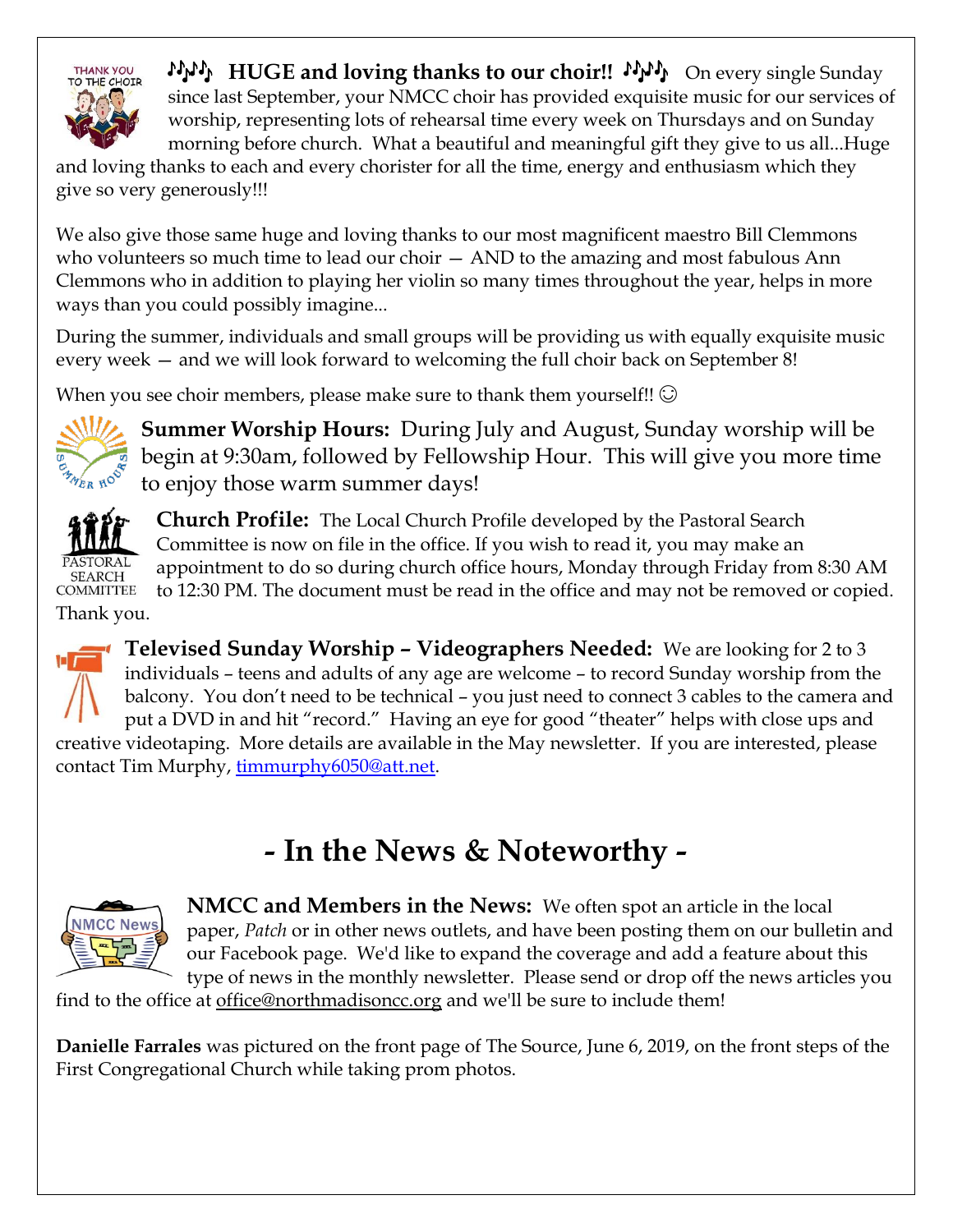♪♪♪ **HUGE and loving thanks to our choir!!** ♪♪♪ On every single Sunday since last September, your NMCC choir has provided exquisite music for our services of worship, representing lots of rehearsal time every week on Thursdays and on Sunday morning before church. What a beautiful and meaningful gift they give to us all...Huge and loving thanks to each and every chorister for all the time, energy and enthusiasm which they give so very generously!!!

We also give those same huge and loving thanks to our most magnificent maestro Bill Clemmons who volunteers so much time to lead our choir — AND to the amazing and most fabulous Ann Clemmons who in addition to playing her violin so many times throughout the year, helps in more ways than you could possibly imagine...

During the summer, individuals and small groups will be providing us with equally exquisite music every week — and we will look forward to welcoming the full choir back on September 8!

When you see choir members, please make sure to thank them yourself!! ☺

**Summer Worship Hours:** During July and August, Sunday worship will be begin at 9:30am, followed by Fellowship Hour. This will give you more time to enjoy those warm summer days!

**Church Profile:** The Local Church Profile developed by the Pastoral Search Committee is now on file in the office. If you wish to read it, you may make an appointment to do so during church office hours, Monday through Friday from 8:30 AM to 12:30 PM. The document must be read in the office and may not be removed or copied. Thank you.

**Televised Sunday Worship – Videographers Needed:** We are looking for 2 to 3 individuals – teens and adults of any age are welcome – to record Sunday worship from the balcony. You don't need to be technical – you just need to connect 3 cables to the camera and put a DVD in and hit "record." Having an eye for good "theater" helps with close ups and creative videotaping. More details are available in the May newsletter. If you are interested, please contact Tim Murphy, timmurphy6050@att.net.

# - In the News & Noteworthy -

**NMCC and Members in the News:** We often spot an article in the local paper, *Patch* or in other news outlets, and have been posting them on our bulletin and our Facebook page. We'd like to expand the coverage and add a feature about this type of news in the monthly newsletter. Please send or drop off the news articles you find to the office at office@northmadisoncc.org and we'll be sure to include them!

**Danielle Farrales** was pictured on the front page of The Source, June 6, 2019, on the front steps of the First Congregational Church while taking prom photos.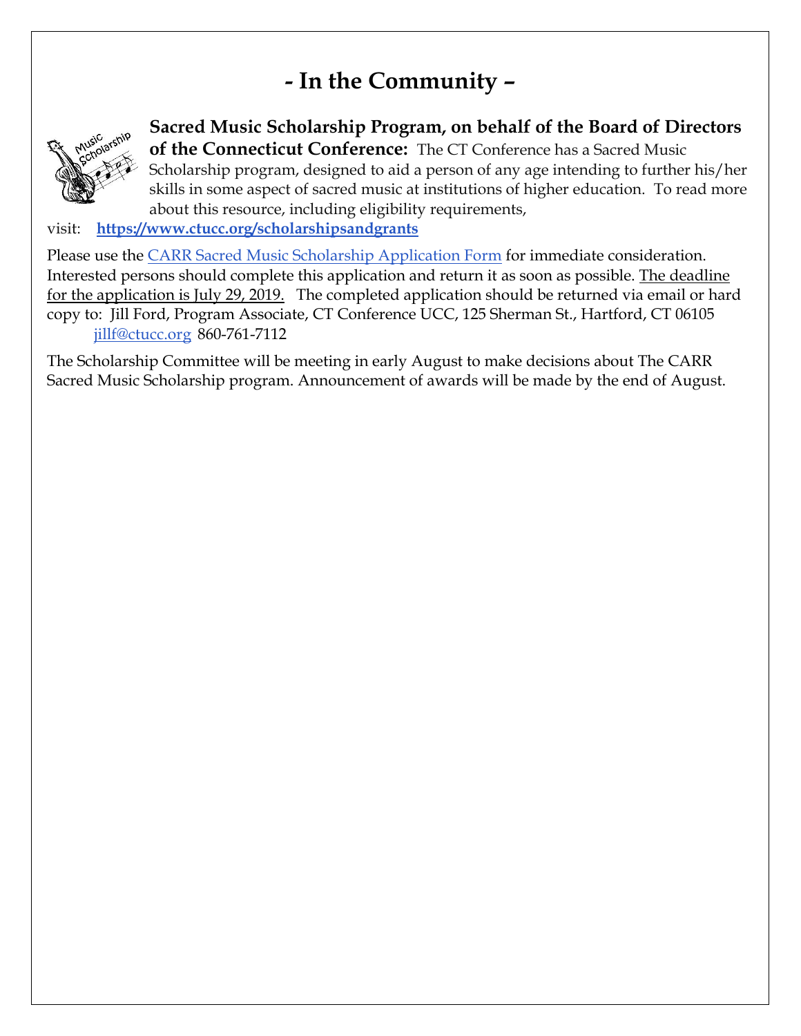# - In the Community –

**Sacred Music Scholarship Program, on behalf of the Board of Directors of the Connecticut Conference:** The CT Conference has a Sacred Music Scholarship program, designed to aid a person of any age intending to further his/her skills in some aspect of sacred music at institutions of higher education. To read more about this resource, including eligibility requirements,

visit: **https://www.ctucc.org/scholarshipsandgrants**

Please use the CARR Sacred Music Scholarship Application Form for immediate consideration. Interested persons should complete this application and return it as soon as possible. The deadline for the application is July 29, 2019. The completed application should be returned via email or hard copy to: Jill Ford, Program Associate, CT Conference UCC, 125 Sherman St., Hartford, CT 06105 jillf@ctucc.org 860-761-7112

The Scholarship Committee will be meeting in early August to make decisions about The CARR Sacred Music Scholarship program. Announcement of awards will be made by the end of August.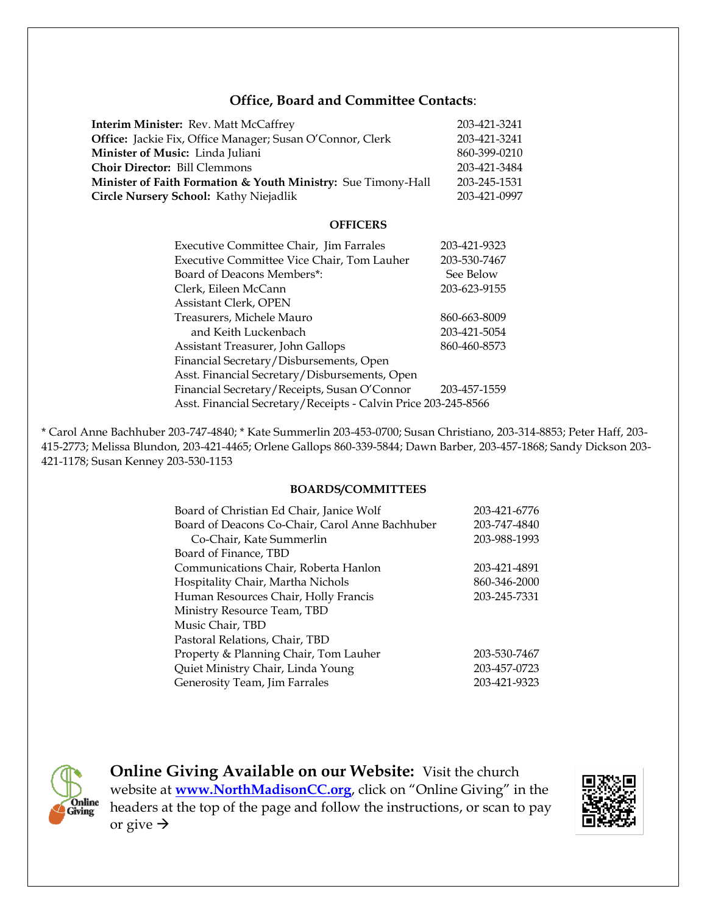## Office, Board and Committee Contacts:

| | |
|---|---|
| **Interim Minister:** Rev. Matt McCaffrey | 203-421-3241 |
| **Office:** Jackie Fix, Office Manager; Susan O'Connor, Clerk | 203-421-3241 |
| **Minister of Music:** Linda Juliani | 860-399-0210 |
| **Choir Director:** Bill Clemmons | 203-421-3484 |
| **Minister of Faith Formation & Youth Ministry:** Sue Timony-Hall | 203-245-1531 |
| **Circle Nursery School:** Kathy Niejadlik | 203-421-0997 |

### OFFICERS

| | |
|---|---|
| Executive Committee Chair, Jim Farrales | 203-421-9323 |
| Executive Committee Vice Chair, Tom Lauher | 203-530-7467 |
| Board of Deacons Members*: | See Below |
| Clerk, Eileen McCann | 203-623-9155 |
| Assistant Clerk, OPEN | |
| Treasurers, Michele Mauro | 860-663-8009 |
| and Keith Luckenbach | 203-421-5054 |
| Assistant Treasurer, John Gallops | 860-460-8573 |
| Financial Secretary/Disbursements, Open | |
| Asst. Financial Secretary/Disbursements, Open | |
| Financial Secretary/Receipts, Susan O'Connor | 203-457-1559 |
| Asst. Financial Secretary/Receipts - Calvin Price | 203-245-8566 |

* Carol Anne Bachhuber 203-747-4840; * Kate Summerlin 203-453-0700; Susan Christiano, 203-314-8853; Peter Haff, 203-415-2773; Melissa Blundon, 203-421-4465; Orlene Gallops 860-339-5844; Dawn Barber, 203-457-1868; Sandy Dickson 203-421-1178; Susan Kenney 203-530-1153

### BOARDS/COMMITTEES

| | |
|---|---|
| Board of Christian Ed Chair, Janice Wolf | 203-421-6776 |
| Board of Deacons Co-Chair, Carol Anne Bachhuber | 203-747-4840 |
| Co-Chair, Kate Summerlin | 203-988-1993 |
| Board of Finance, TBD | |
| Communications Chair, Roberta Hanlon | 203-421-4891 |
| Hospitality Chair, Martha Nichols | 860-346-2000 |
| Human Resources Chair, Holly Francis | 203-245-7331 |
| Ministry Resource Team, TBD | |
| Music Chair, TBD | |
| Pastoral Relations, Chair, TBD | |
| Property & Planning Chair, Tom Lauher | 203-530-7467 |
| Quiet Ministry Chair, Linda Young | 203-457-0723 |
| Generosity Team, Jim Farrales | 203-421-9323 |

Online Giving

**Online Giving Available on our Website:** Visit the church website at **www.NorthMadisonCC.org**, click on "Online Giving" in the headers at the top of the page and follow the instructions, or scan to pay or give →